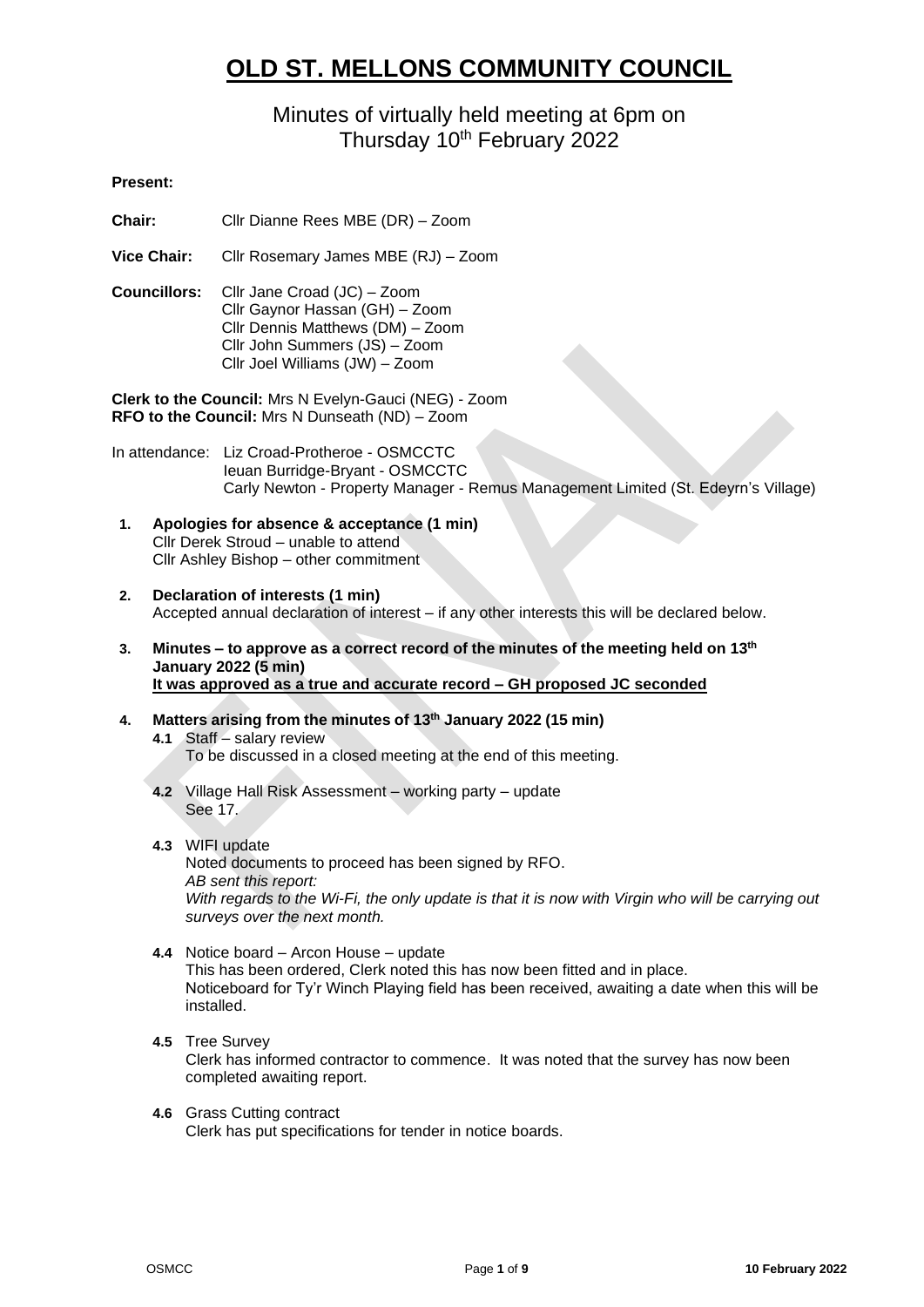# OLD ST. MELLONS COMMUNITY COUNCIL

## Minutes of virtually held meeting at 6pm on Thursday 10th February 2022

**Present:**

**Chair:** Cllr Dianne Rees MBE (DR) – Zoom

**Vice Chair:** Cllr Rosemary James MBE (RJ) – Zoom

**Councillors:** Cllr Jane Croad (JC) – Zoom
Cllr Gaynor Hassan (GH) – Zoom
Cllr Dennis Matthews (DM) – Zoom
Cllr John Summers (JS) – Zoom
Cllr Joel Williams (JW) – Zoom

**Clerk to the Council:** Mrs N Evelyn-Gauci (NEG) - Zoom
**RFO to the Council:** Mrs N Dunseath (ND) – Zoom

In attendance: Liz Croad-Protheroe - OSMCCTC
Ieuan Burridge-Bryant - OSMCCTC
Carly Newton - Property Manager - Remus Management Limited (St. Edeyrn's Village)

1. **Apologies for absence & acceptance (1 min)**
   Cllr Derek Stroud – unable to attend
   Cllr Ashley Bishop – other commitment

2. **Declaration of interests (1 min)**
   Accepted annual declaration of interest – if any other interests this will be declared below.

3. **Minutes – to approve as a correct record of the minutes of the meeting held on 13th January 2022 (5 min)**
   **It was approved as a true and accurate record – GH proposed JC seconded**

4. **Matters arising from the minutes of 13th January 2022 (15 min)**

   **4.1** Staff – salary review
   To be discussed in a closed meeting at the end of this meeting.

   **4.2** Village Hall Risk Assessment – working party – update
   See 17.

   **4.3** WIFI update
   Noted documents to proceed has been signed by RFO.
   *AB sent this report:*
   *With regards to the Wi-Fi, the only update is that it is now with Virgin who will be carrying out surveys over the next month.*

   **4.4** Notice board – Arcon House – update
   This has been ordered, Clerk noted this has now been fitted and in place.
   Noticeboard for Ty'r Winch Playing field has been received, awaiting a date when this will be installed.

   **4.5** Tree Survey
   Clerk has informed contractor to commence. It was noted that the survey has now been completed awaiting report.

   **4.6** Grass Cutting contract
   Clerk has put specifications for tender in notice boards.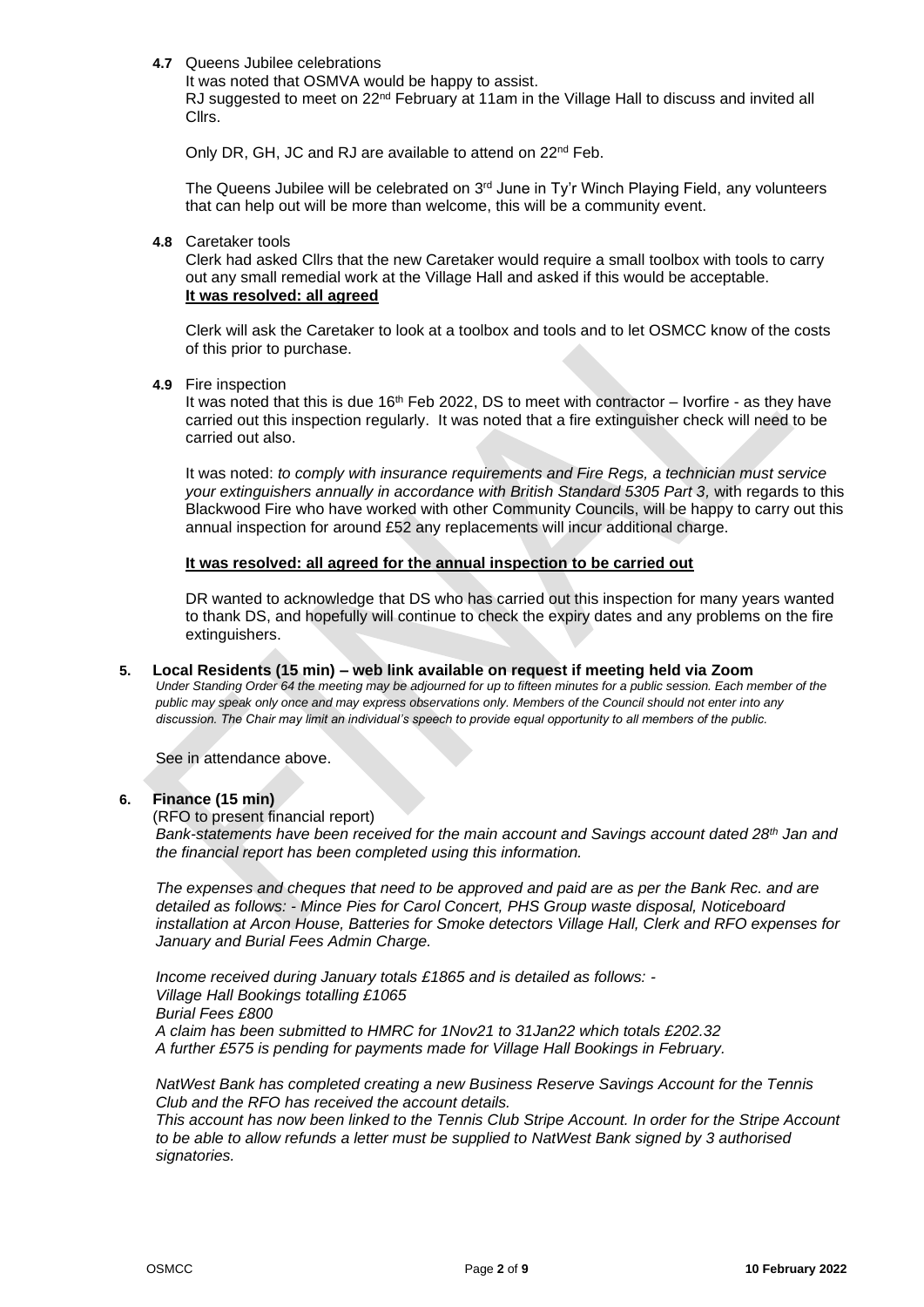**4.7** Queens Jubilee celebrations

It was noted that OSMVA would be happy to assist.
RJ suggested to meet on 22nd February at 11am in the Village Hall to discuss and invited all Cllrs.

Only DR, GH, JC and RJ are available to attend on 22nd Feb.

The Queens Jubilee will be celebrated on 3rd June in Ty'r Winch Playing Field, any volunteers that can help out will be more than welcome, this will be a community event.

**4.8** Caretaker tools

Clerk had asked Cllrs that the new Caretaker would require a small toolbox with tools to carry out any small remedial work at the Village Hall and asked if this would be acceptable.
**<u>It was resolved: all agreed</u>**

Clerk will ask the Caretaker to look at a toolbox and tools and to let OSMCC know of the costs of this prior to purchase.

**4.9** Fire inspection

It was noted that this is due 16th Feb 2022, DS to meet with contractor – Ivorfire - as they have carried out this inspection regularly. It was noted that a fire extinguisher check will need to be carried out also.

It was noted: *to comply with insurance requirements and Fire Regs, a technician must service your extinguishers annually in accordance with British Standard 5305 Part 3,* with regards to this Blackwood Fire who have worked with other Community Councils, will be happy to carry out this annual inspection for around £52 any replacements will incur additional charge.

**<u>It was resolved: all agreed for the annual inspection to be carried out</u>**

DR wanted to acknowledge that DS who has carried out this inspection for many years wanted to thank DS, and hopefully will continue to check the expiry dates and any problems on the fire extinguishers.

## 5. Local Residents (15 min) – web link available on request if meeting held via Zoom

*Under Standing Order 64 the meeting may be adjourned for up to fifteen minutes for a public session. Each member of the public may speak only once and may express observations only. Members of the Council should not enter into any discussion. The Chair may limit an individual's speech to provide equal opportunity to all members of the public.*

See in attendance above.

## 6. Finance (15 min)

(RFO to present financial report)

*Bank-statements have been received for the main account and Savings account dated 28th Jan and the financial report has been completed using this information.*

*The expenses and cheques that need to be approved and paid are as per the Bank Rec. and are detailed as follows: - Mince Pies for Carol Concert, PHS Group waste disposal, Noticeboard installation at Arcon House, Batteries for Smoke detectors Village Hall, Clerk and RFO expenses for January and Burial Fees Admin Charge.*

*Income received during January totals £1865 and is detailed as follows: -*
*Village Hall Bookings totalling £1065*
*Burial Fees £800*
*A claim has been submitted to HMRC for 1Nov21 to 31Jan22 which totals £202.32*
*A further £575 is pending for payments made for Village Hall Bookings in February.*

*NatWest Bank has completed creating a new Business Reserve Savings Account for the Tennis Club and the RFO has received the account details.*
*This account has now been linked to the Tennis Club Stripe Account. In order for the Stripe Account to be able to allow refunds a letter must be supplied to NatWest Bank signed by 3 authorised signatories.*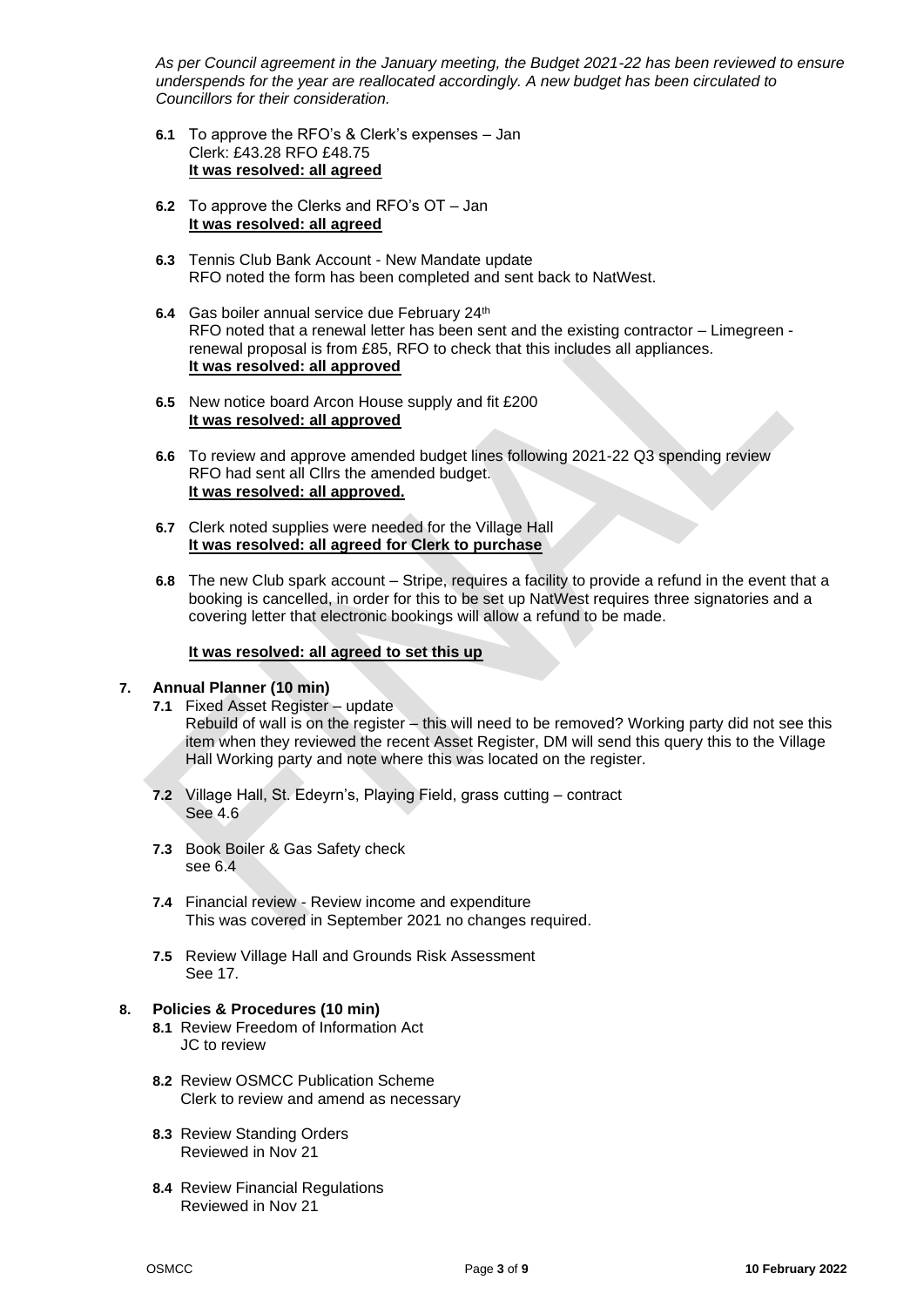*As per Council agreement in the January meeting, the Budget 2021-22 has been reviewed to ensure underspends for the year are reallocated accordingly. A new budget has been circulated to Councillors for their consideration.*

**6.1** To approve the RFO's & Clerk's expenses – Jan
Clerk: £43.28 RFO £48.75
**It was resolved: all agreed**

**6.2** To approve the Clerks and RFO's OT – Jan
**It was resolved: all agreed**

**6.3** Tennis Club Bank Account - New Mandate update
RFO noted the form has been completed and sent back to NatWest.

**6.4** Gas boiler annual service due February 24th
RFO noted that a renewal letter has been sent and the existing contractor – Limegreen - renewal proposal is from £85, RFO to check that this includes all appliances.
**It was resolved: all approved**

**6.5** New notice board Arcon House supply and fit £200
**It was resolved: all approved**

**6.6** To review and approve amended budget lines following 2021-22 Q3 spending review
RFO had sent all Cllrs the amended budget.
**It was resolved: all approved.**

**6.7** Clerk noted supplies were needed for the Village Hall
**It was resolved: all agreed for Clerk to purchase**

**6.8** The new Club spark account – Stripe, requires a facility to provide a refund in the event that a booking is cancelled, in order for this to be set up NatWest requires three signatories and a covering letter that electronic bookings will allow a refund to be made.

**It was resolved: all agreed to set this up**

**7. Annual Planner (10 min)**

**7.1** Fixed Asset Register – update
Rebuild of wall is on the register – this will need to be removed? Working party did not see this item when they reviewed the recent Asset Register, DM will send this query this to the Village Hall Working party and note where this was located on the register.

**7.2** Village Hall, St. Edeyrn's, Playing Field, grass cutting – contract
See 4.6

**7.3** Book Boiler & Gas Safety check
see 6.4

**7.4** Financial review - Review income and expenditure
This was covered in September 2021 no changes required.

**7.5** Review Village Hall and Grounds Risk Assessment
See 17.

**8. Policies & Procedures (10 min)**

**8.1** Review Freedom of Information Act
JC to review

**8.2** Review OSMCC Publication Scheme
Clerk to review and amend as necessary

**8.3** Review Standing Orders
Reviewed in Nov 21

**8.4** Review Financial Regulations
Reviewed in Nov 21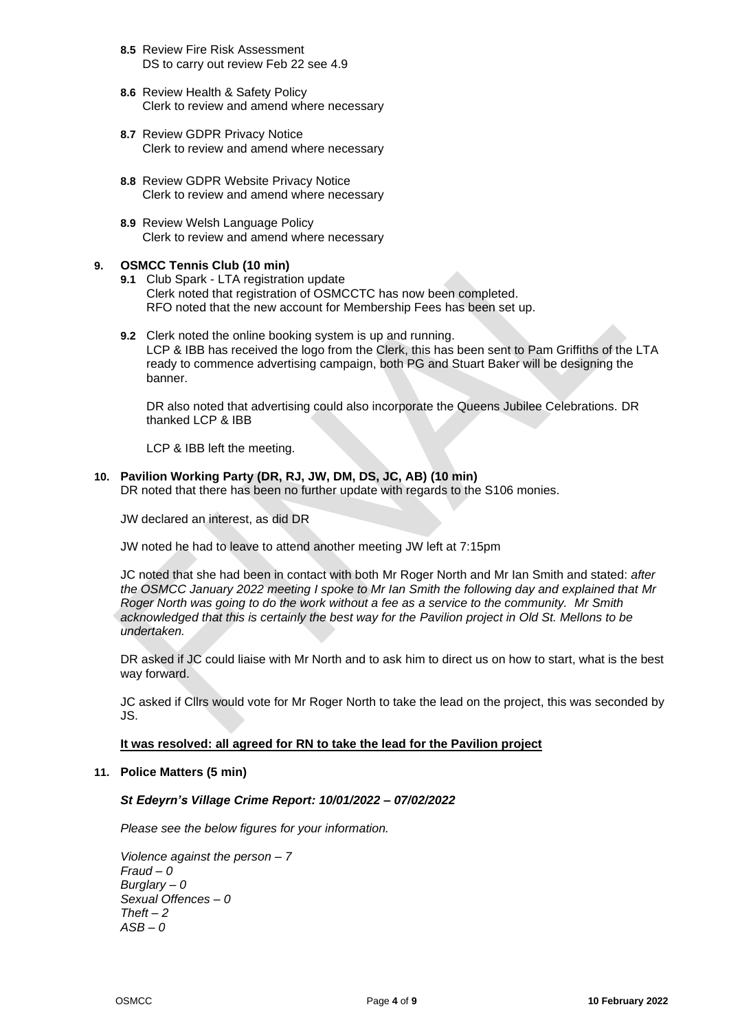**8.5** Review Fire Risk Assessment
DS to carry out review Feb 22 see 4.9

**8.6** Review Health & Safety Policy
Clerk to review and amend where necessary

**8.7** Review GDPR Privacy Notice
Clerk to review and amend where necessary

**8.8** Review GDPR Website Privacy Notice
Clerk to review and amend where necessary

**8.9** Review Welsh Language Policy
Clerk to review and amend where necessary

**9. OSMCC Tennis Club (10 min)**

**9.1** Club Spark - LTA registration update
Clerk noted that registration of OSMCCTC has now been completed.
RFO noted that the new account for Membership Fees has been set up.

**9.2** Clerk noted the online booking system is up and running.
LCP & IBB has received the logo from the Clerk, this has been sent to Pam Griffiths of the LTA ready to commence advertising campaign, both PG and Stuart Baker will be designing the banner.

DR also noted that advertising could also incorporate the Queens Jubilee Celebrations. DR thanked LCP & IBB

LCP & IBB left the meeting.

**10. Pavilion Working Party (DR, RJ, JW, DM, DS, JC, AB) (10 min)**

DR noted that there has been no further update with regards to the S106 monies.

JW declared an interest, as did DR

JW noted he had to leave to attend another meeting JW left at 7:15pm

JC noted that she had been in contact with both Mr Roger North and Mr Ian Smith and stated: *after the OSMCC January 2022 meeting I spoke to Mr Ian Smith the following day and explained that Mr Roger North was going to do the work without a fee as a service to the community. Mr Smith acknowledged that this is certainly the best way for the Pavilion project in Old St. Mellons to be undertaken.*

DR asked if JC could liaise with Mr North and to ask him to direct us on how to start, what is the best way forward.

JC asked if Cllrs would vote for Mr Roger North to take the lead on the project, this was seconded by JS.

**It was resolved: all agreed for RN to take the lead for the Pavilion project**

**11. Police Matters (5 min)**

***St Edeyrn's Village Crime Report: 10/01/2022 – 07/02/2022***

*Please see the below figures for your information.*

*Violence against the person – 7*
*Fraud – 0*
*Burglary – 0*
*Sexual Offences – 0*
*Theft – 2*
*ASB – 0*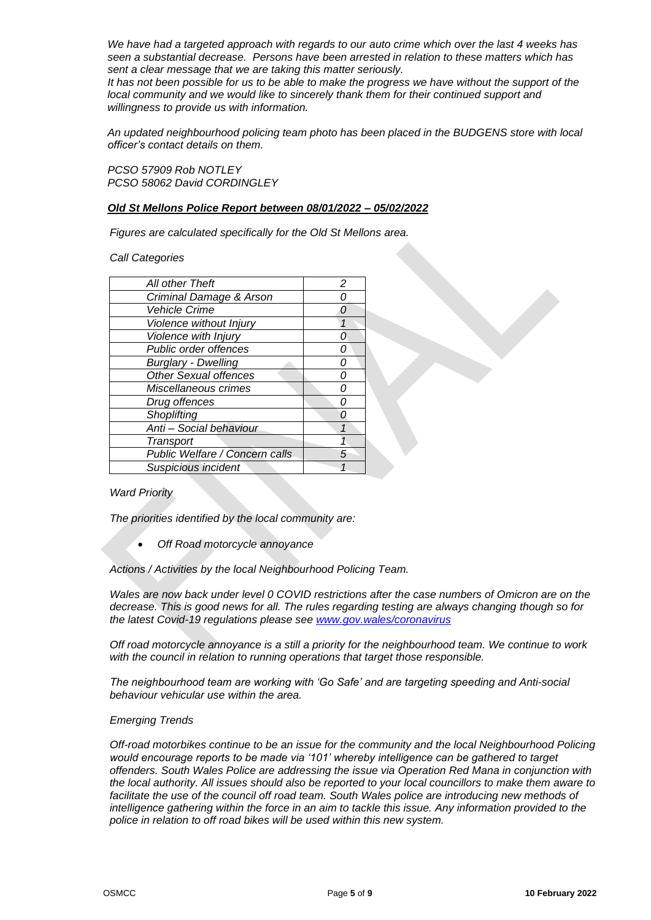*We have had a targeted approach with regards to our auto crime which over the last 4 weeks has seen a substantial decrease. Persons have been arrested in relation to these matters which has sent a clear message that we are taking this matter seriously.*
*It has not been possible for us to be able to make the progress we have without the support of the local community and we would like to sincerely thank them for their continued support and willingness to provide us with information.*

*An updated neighbourhood policing team photo has been placed in the BUDGENS store with local officer's contact details on them.*

*PCSO 57909 Rob NOTLEY*
*PCSO 58062 David CORDINGLEY*

***Old St Mellons Police Report between 08/01/2022 – 05/02/2022***

*Figures are calculated specifically for the Old St Mellons area.*

*Call Categories*

| | |
|---|---|
| *All other Theft* | *2* |
| *Criminal Damage & Arson* | *0* |
| *Vehicle Crime* | *0* |
| *Violence without Injury* | *1* |
| *Violence with Injury* | *0* |
| *Public order offences* | *0* |
| *Burglary - Dwelling* | *0* |
| *Other Sexual offences* | *0* |
| *Miscellaneous crimes* | *0* |
| *Drug offences* | *0* |
| *Shoplifting* | *0* |
| *Anti – Social behaviour* | *1* |
| *Transport* | *1* |
| *Public Welfare / Concern calls* | *5* |
| *Suspicious incident* | *1* |

*Ward Priority*

*The priorities identified by the local community are:*

- *Off Road motorcycle annoyance*

*Actions / Activities by the local Neighbourhood Policing Team.*

*Wales are now back under level 0 COVID restrictions after the case numbers of Omicron are on the decrease. This is good news for all. The rules regarding testing are always changing though so for the latest Covid-19 regulations please see [www.gov.wales/coronavirus](www.gov.wales/coronavirus)*

*Off road motorcycle annoyance is a still a priority for the neighbourhood team. We continue to work with the council in relation to running operations that target those responsible.*

*The neighbourhood team are working with 'Go Safe' and are targeting speeding and Anti-social behaviour vehicular use within the area.*

*Emerging Trends*

*Off-road motorbikes continue to be an issue for the community and the local Neighbourhood Policing would encourage reports to be made via '101' whereby intelligence can be gathered to target offenders. South Wales Police are addressing the issue via Operation Red Mana in conjunction with the local authority. All issues should also be reported to your local councillors to make them aware to facilitate the use of the council off road team. South Wales police are introducing new methods of intelligence gathering within the force in an aim to tackle this issue. Any information provided to the police in relation to off road bikes will be used within this new system.*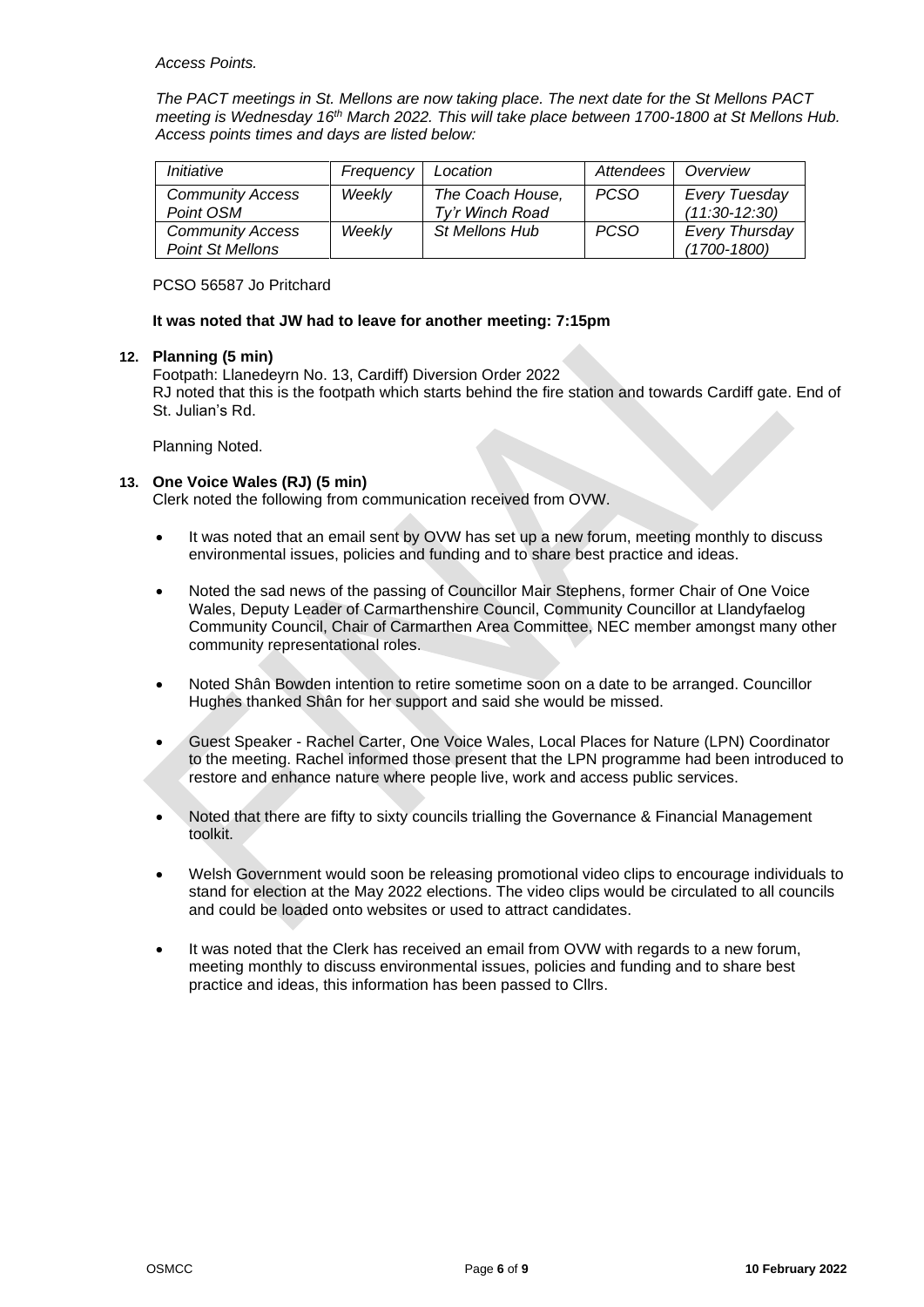*Access Points.*

*The PACT meetings in St. Mellons are now taking place. The next date for the St Mellons PACT meeting is Wednesday 16th March 2022. This will take place between 1700-1800 at St Mellons Hub. Access points times and days are listed below:*

| *Initiative* | *Frequency* | *Location* | *Attendees* | *Overview* |
|---|---|---|---|---|
| *Community Access Point OSM* | *Weekly* | *The Coach House, Ty'r Winch Road* | *PCSO* | *Every Tuesday (11:30-12:30)* |
| *Community Access Point St Mellons* | *Weekly* | *St Mellons Hub* | *PCSO* | *Every Thursday (1700-1800)* |

PCSO 56587 Jo Pritchard

**It was noted that JW had to leave for another meeting: 7:15pm**

**12. Planning (5 min)**

Footpath: Llanedeyrn No. 13, Cardiff) Diversion Order 2022
RJ noted that this is the footpath which starts behind the fire station and towards Cardiff gate. End of St. Julian's Rd.

Planning Noted.

**13. One Voice Wales (RJ) (5 min)**

Clerk noted the following from communication received from OVW.

- It was noted that an email sent by OVW has set up a new forum, meeting monthly to discuss environmental issues, policies and funding and to share best practice and ideas.
- Noted the sad news of the passing of Councillor Mair Stephens, former Chair of One Voice Wales, Deputy Leader of Carmarthenshire Council, Community Councillor at Llandyfaelog Community Council, Chair of Carmarthen Area Committee, NEC member amongst many other community representational roles.
- Noted Shân Bowden intention to retire sometime soon on a date to be arranged. Councillor Hughes thanked Shân for her support and said she would be missed.
- Guest Speaker - Rachel Carter, One Voice Wales, Local Places for Nature (LPN) Coordinator to the meeting. Rachel informed those present that the LPN programme had been introduced to restore and enhance nature where people live, work and access public services.
- Noted that there are fifty to sixty councils trialling the Governance & Financial Management toolkit.
- Welsh Government would soon be releasing promotional video clips to encourage individuals to stand for election at the May 2022 elections. The video clips would be circulated to all councils and could be loaded onto websites or used to attract candidates.
- It was noted that the Clerk has received an email from OVW with regards to a new forum, meeting monthly to discuss environmental issues, policies and funding and to share best practice and ideas, this information has been passed to Cllrs.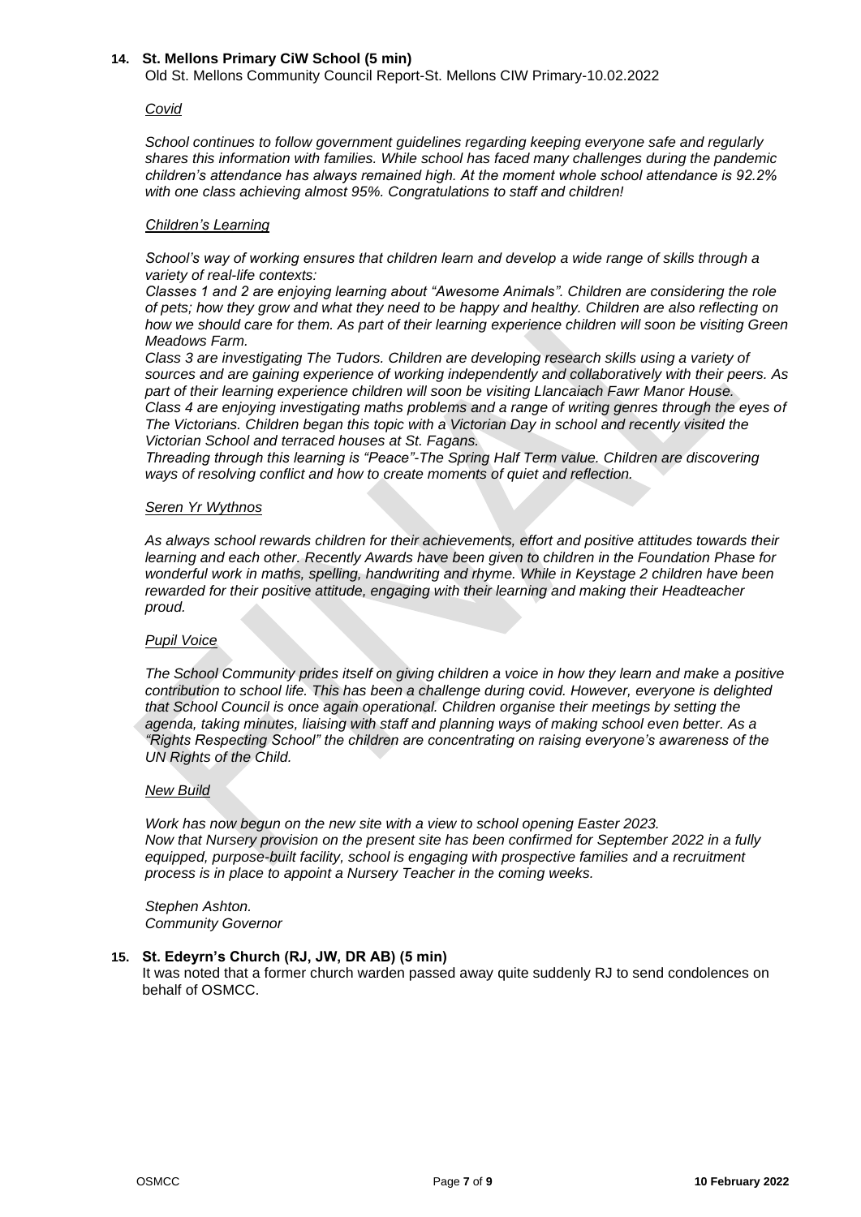**14. St. Mellons Primary CiW School (5 min)**

Old St. Mellons Community Council Report-St. Mellons CIW Primary-10.02.2022

*Covid*

*School continues to follow government guidelines regarding keeping everyone safe and regularly shares this information with families. While school has faced many challenges during the pandemic children's attendance has always remained high. At the moment whole school attendance is 92.2% with one class achieving almost 95%. Congratulations to staff and children!*

*Children's Learning*

*School's way of working ensures that children learn and develop a wide range of skills through a variety of real-life contexts:*

*Classes 1 and 2 are enjoying learning about "Awesome Animals". Children are considering the role of pets; how they grow and what they need to be happy and healthy. Children are also reflecting on how we should care for them. As part of their learning experience children will soon be visiting Green Meadows Farm.*

*Class 3 are investigating The Tudors. Children are developing research skills using a variety of sources and are gaining experience of working independently and collaboratively with their peers. As part of their learning experience children will soon be visiting Llancaiach Fawr Manor House.*

*Class 4 are enjoying investigating maths problems and a range of writing genres through the eyes of The Victorians. Children began this topic with a Victorian Day in school and recently visited the Victorian School and terraced houses at St. Fagans.*

*Threading through this learning is "Peace"-The Spring Half Term value. Children are discovering ways of resolving conflict and how to create moments of quiet and reflection.*

*Seren Yr Wythnos*

*As always school rewards children for their achievements, effort and positive attitudes towards their learning and each other. Recently Awards have been given to children in the Foundation Phase for wonderful work in maths, spelling, handwriting and rhyme. While in Keystage 2 children have been rewarded for their positive attitude, engaging with their learning and making their Headteacher proud.*

*Pupil Voice*

*The School Community prides itself on giving children a voice in how they learn and make a positive contribution to school life. This has been a challenge during covid. However, everyone is delighted that School Council is once again operational. Children organise their meetings by setting the agenda, taking minutes, liaising with staff and planning ways of making school even better. As a "Rights Respecting School" the children are concentrating on raising everyone's awareness of the UN Rights of the Child.*

*New Build*

*Work has now begun on the new site with a view to school opening Easter 2023.*
*Now that Nursery provision on the present site has been confirmed for September 2022 in a fully equipped, purpose-built facility, school is engaging with prospective families and a recruitment process is in place to appoint a Nursery Teacher in the coming weeks.*

*Stephen Ashton.*
*Community Governor*

**15. St. Edeyrn's Church (RJ, JW, DR AB) (5 min)**

It was noted that a former church warden passed away quite suddenly RJ to send condolences on behalf of OSMCC.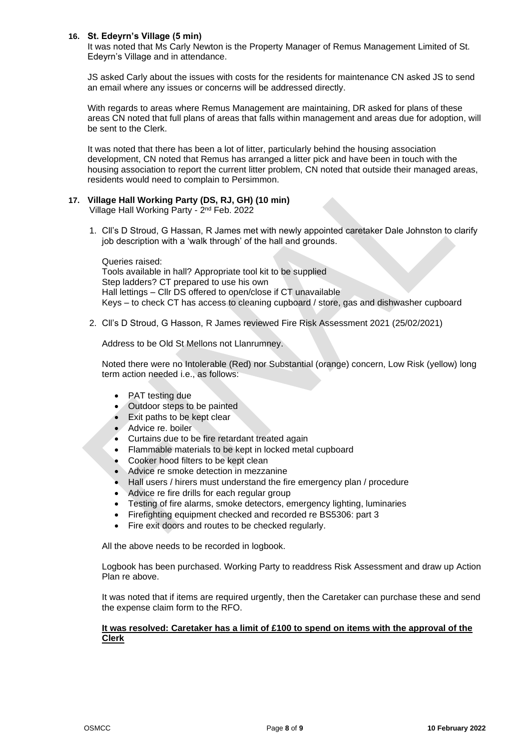**16. St. Edeyrn's Village (5 min)**

It was noted that Ms Carly Newton is the Property Manager of Remus Management Limited of St. Edeyrn's Village and in attendance.

JS asked Carly about the issues with costs for the residents for maintenance CN asked JS to send an email where any issues or concerns will be addressed directly.

With regards to areas where Remus Management are maintaining, DR asked for plans of these areas CN noted that full plans of areas that falls within management and areas due for adoption, will be sent to the Clerk.

It was noted that there has been a lot of litter, particularly behind the housing association development, CN noted that Remus has arranged a litter pick and have been in touch with the housing association to report the current litter problem, CN noted that outside their managed areas, residents would need to complain to Persimmon.

**17. Village Hall Working Party (DS, RJ, GH) (10 min)**

Village Hall Working Party - 2nd Feb. 2022

1. Cll's D Stroud, G Hassan, R James met with newly appointed caretaker Dale Johnston to clarify job description with a 'walk through' of the hall and grounds.

   Queries raised:
   Tools available in hall? Appropriate tool kit to be supplied
   Step ladders? CT prepared to use his own
   Hall lettings – Cllr DS offered to open/close if CT unavailable
   Keys – to check CT has access to cleaning cupboard / store, gas and dishwasher cupboard

2. Cll's D Stroud, G Hasson, R James reviewed Fire Risk Assessment 2021 (25/02/2021)

   Address to be Old St Mellons not Llanrumney.

   Noted there were no Intolerable (Red) nor Substantial (orange) concern, Low Risk (yellow) long term action needed i.e., as follows:

   - PAT testing due
   - Outdoor steps to be painted
   - Exit paths to be kept clear
   - Advice re. boiler
   - Curtains due to be fire retardant treated again
   - Flammable materials to be kept in locked metal cupboard
   - Cooker hood filters to be kept clean
   - Advice re smoke detection in mezzanine
   - Hall users / hirers must understand the fire emergency plan / procedure
   - Advice re fire drills for each regular group
   - Testing of fire alarms, smoke detectors, emergency lighting, luminaries
   - Firefighting equipment checked and recorded re BS5306: part 3
   - Fire exit doors and routes to be checked regularly.

   All the above needs to be recorded in logbook.

   Logbook has been purchased. Working Party to readdress Risk Assessment and draw up Action Plan re above.

   It was noted that if items are required urgently, then the Caretaker can purchase these and send the expense claim form to the RFO.

   **It was resolved: Caretaker has a limit of £100 to spend on items with the approval of the Clerk**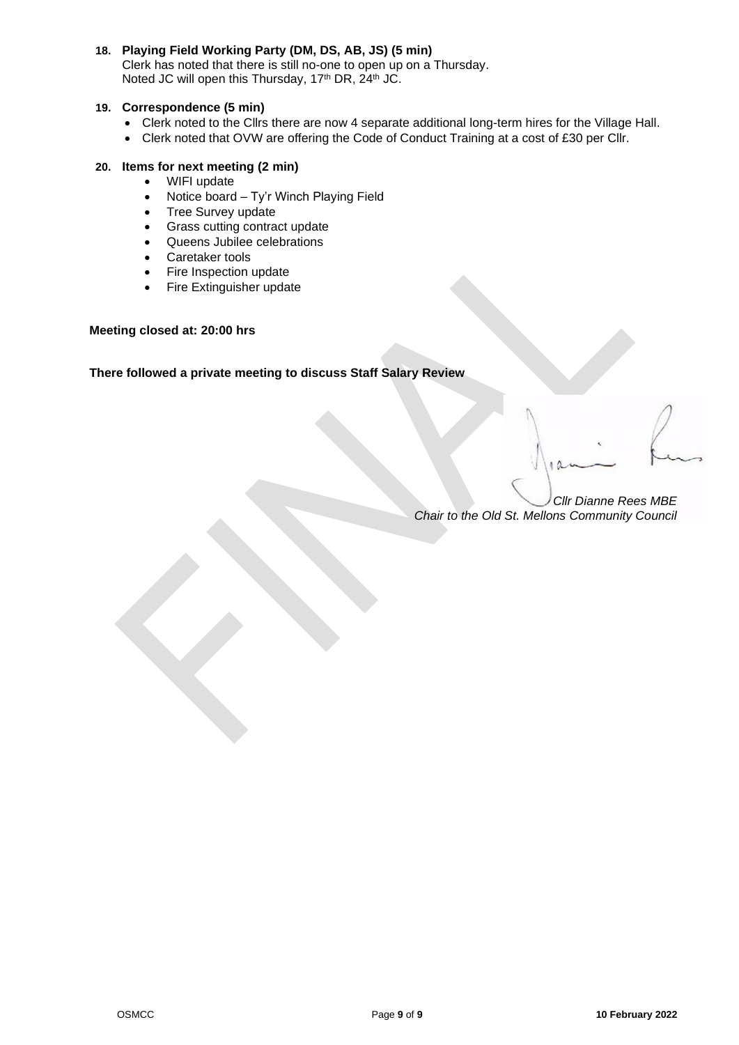**18. Playing Field Working Party (DM, DS, AB, JS) (5 min)**

Clerk has noted that there is still no-one to open up on a Thursday.
Noted JC will open this Thursday, 17th DR, 24th JC.

**19. Correspondence (5 min)**

- Clerk noted to the Cllrs there are now 4 separate additional long-term hires for the Village Hall.
- Clerk noted that OVW are offering the Code of Conduct Training at a cost of £30 per Cllr.

**20. Items for next meeting (2 min)**

- WIFI update
- Notice board – Ty'r Winch Playing Field
- Tree Survey update
- Grass cutting contract update
- Queens Jubilee celebrations
- Caretaker tools
- Fire Inspection update
- Fire Extinguisher update

**Meeting closed at: 20:00 hrs**

**There followed a private meeting to discuss Staff Salary Review**

*Cllr Dianne Rees MBE*
*Chair to the Old St. Mellons Community Council*